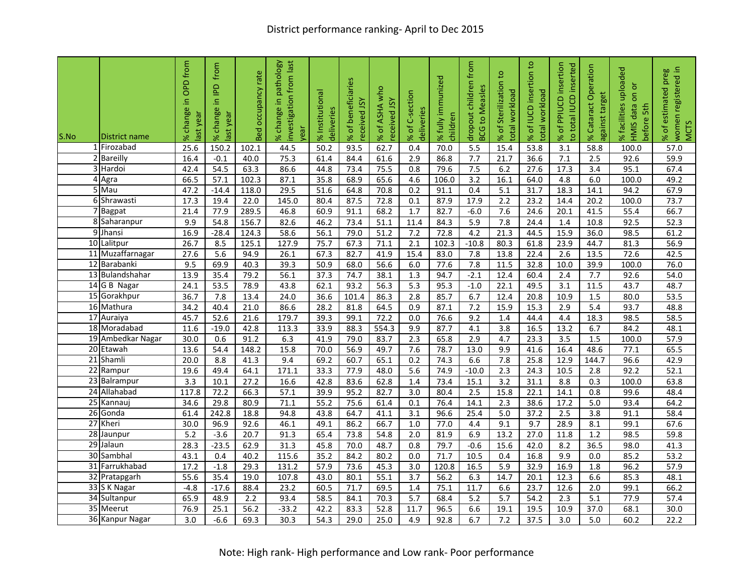# District performance ranking- April to Dec 2015

| S.No | District name | % change in OPD from last year | % change in IPD from last year | Bed occupancy rate | % change in pathology investigation from last year | % Institutional deliveries | % of beneficiaries received JSY | % of ASHA who received JSY | % of C-section deliveries | % fully immunized children | dropout children from BCG to Measles | % of Sterilization to total workload | % of IUCD insertion to total workload | % of PPIUCD insertion to total IUCD inserted | % Cataract Operation against target | % facilities uploaded HMIS data on or before 5th | % of estimated preg women registered in MCTS |
|---|---|---|---|---|---|---|---|---|---|---|---|---|---|---|---|---|---|
| 1 | Firozabad | 25.6 | 150.2 | 102.1 | 44.5 | 50.2 | 93.5 | 62.7 | 0.4 | 70.0 | 5.5 | 15.4 | 53.8 | 3.1 | 58.8 | 100.0 | 57.0 |
| 2 | Bareilly | 16.4 | -0.1 | 40.0 | 75.3 | 61.4 | 84.4 | 61.6 | 2.9 | 86.8 | 7.7 | 21.7 | 36.6 | 7.1 | 2.5 | 92.6 | 59.9 |
| 3 | Hardoi | 42.4 | 54.5 | 63.3 | 86.6 | 44.8 | 73.4 | 75.5 | 0.8 | 79.6 | 7.5 | 6.2 | 27.6 | 17.3 | 3.4 | 95.1 | 67.4 |
| 4 | Agra | 66.5 | 57.1 | 102.3 | 87.1 | 35.8 | 68.9 | 65.6 | 4.6 | 106.0 | 3.2 | 16.1 | 64.0 | 4.8 | 6.0 | 100.0 | 49.2 |
| 5 | Mau | 47.2 | -14.4 | 118.0 | 29.5 | 51.6 | 64.8 | 70.8 | 0.2 | 91.1 | 0.4 | 5.1 | 31.7 | 18.3 | 14.1 | 94.2 | 67.9 |
| 6 | Shrawasti | 17.3 | 19.4 | 22.0 | 145.0 | 80.4 | 87.5 | 72.8 | 0.1 | 87.9 | 17.9 | 2.2 | 23.2 | 14.4 | 20.2 | 100.0 | 73.7 |
| 7 | Bagpat | 21.4 | 77.9 | 289.5 | 46.8 | 60.9 | 91.1 | 68.2 | 1.7 | 82.7 | -6.0 | 7.6 | 24.6 | 20.1 | 41.5 | 55.4 | 66.7 |
| 8 | Saharanpur | 9.9 | 54.8 | 156.7 | 82.6 | 46.2 | 73.4 | 51.1 | 11.4 | 84.3 | 5.9 | 7.8 | 24.4 | 1.4 | 10.8 | 92.5 | 52.3 |
| 9 | Jhansi | 16.9 | -28.4 | 124.3 | 58.6 | 56.1 | 79.0 | 51.2 | 7.2 | 72.8 | 4.2 | 21.3 | 44.5 | 15.9 | 36.0 | 98.5 | 61.2 |
| 10 | Lalitpur | 26.7 | 8.5 | 125.1 | 127.9 | 75.7 | 67.3 | 71.1 | 2.1 | 102.3 | -10.8 | 80.3 | 61.8 | 23.9 | 44.7 | 81.3 | 56.9 |
| 11 | Muzaffarnagar | 27.6 | 5.6 | 94.9 | 26.1 | 67.3 | 82.7 | 41.9 | 15.4 | 83.0 | 7.8 | 13.8 | 22.4 | 2.6 | 13.5 | 72.6 | 42.5 |
| 12 | Barabanki | 9.5 | 69.9 | 40.3 | 39.3 | 50.9 | 68.0 | 56.6 | 6.0 | 77.6 | 7.8 | 11.5 | 32.8 | 10.0 | 39.9 | 100.0 | 76.0 |
| 13 | Bulandshahar | 13.9 | 35.4 | 79.2 | 56.1 | 37.3 | 74.7 | 38.1 | 1.3 | 94.7 | -2.1 | 12.4 | 60.4 | 2.4 | 7.7 | 92.6 | 54.0 |
| 14 | G B Nagar | 24.1 | 53.5 | 78.9 | 43.8 | 62.1 | 93.2 | 56.3 | 5.3 | 95.3 | -1.0 | 22.1 | 49.5 | 3.1 | 11.5 | 43.7 | 48.7 |
| 15 | Gorakhpur | 36.7 | 7.8 | 13.4 | 24.0 | 36.6 | 101.4 | 86.3 | 2.8 | 85.7 | 6.7 | 12.4 | 20.8 | 10.9 | 1.5 | 80.0 | 53.5 |
| 16 | Mathura | 34.2 | 40.4 | 21.0 | 86.6 | 28.2 | 81.8 | 64.5 | 0.9 | 87.1 | 7.2 | 15.9 | 15.3 | 2.9 | 5.4 | 93.7 | 48.8 |
| 17 | Auraiya | 45.7 | 52.6 | 21.6 | 179.7 | 39.3 | 99.1 | 72.2 | 0.0 | 76.6 | 9.2 | 1.4 | 44.4 | 4.4 | 18.3 | 98.5 | 58.5 |
| 18 | Moradabad | 11.6 | -19.0 | 42.8 | 113.3 | 33.9 | 88.3 | 554.3 | 9.9 | 87.7 | 4.1 | 3.8 | 16.5 | 13.2 | 6.7 | 84.2 | 48.1 |
| 19 | Ambedkar Nagar | 30.0 | 0.6 | 91.2 | 6.3 | 41.9 | 79.0 | 83.7 | 2.3 | 65.8 | 2.9 | 4.7 | 23.3 | 3.5 | 1.5 | 100.0 | 57.9 |
| 20 | Etawah | 13.6 | 54.4 | 148.2 | 15.8 | 70.0 | 56.9 | 49.7 | 7.6 | 78.7 | 13.0 | 9.9 | 41.6 | 16.4 | 48.6 | 77.1 | 65.5 |
| 21 | Shamli | 20.0 | 8.8 | 41.3 | 9.4 | 69.2 | 60.7 | 65.1 | 0.2 | 74.3 | 6.6 | 7.8 | 25.8 | 12.9 | 144.7 | 96.6 | 42.9 |
| 22 | Rampur | 19.6 | 49.4 | 64.1 | 171.1 | 33.3 | 77.9 | 48.0 | 5.6 | 74.9 | -10.0 | 2.3 | 24.3 | 10.5 | 2.8 | 92.2 | 52.1 |
| 23 | Balrampur | 3.3 | 10.1 | 27.2 | 16.6 | 42.8 | 83.6 | 62.8 | 1.4 | 73.4 | 15.1 | 3.2 | 31.1 | 8.8 | 0.3 | 100.0 | 63.8 |
| 24 | Allahabad | 117.8 | 72.2 | 66.3 | 57.1 | 39.9 | 95.2 | 82.7 | 3.0 | 80.4 | 2.5 | 15.8 | 22.1 | 14.1 | 0.8 | 99.6 | 48.4 |
| 25 | Kannauj | 34.6 | 29.8 | 80.9 | 71.1 | 55.2 | 75.6 | 61.4 | 0.1 | 76.4 | 14.1 | 2.3 | 38.6 | 17.2 | 5.0 | 93.4 | 64.2 |
| 26 | Gonda | 61.4 | 242.8 | 18.8 | 94.8 | 43.8 | 64.7 | 41.1 | 3.1 | 96.6 | 25.4 | 5.0 | 37.2 | 2.5 | 3.8 | 91.1 | 58.4 |
| 27 | Kheri | 30.0 | 96.9 | 92.6 | 46.1 | 49.1 | 86.2 | 66.7 | 1.0 | 77.0 | 4.4 | 9.1 | 9.7 | 28.9 | 8.1 | 99.1 | 67.6 |
| 28 | Jaunpur | 5.2 | -3.6 | 20.7 | 91.3 | 65.4 | 73.8 | 54.8 | 2.0 | 81.9 | 6.9 | 13.2 | 27.0 | 11.8 | 1.2 | 98.5 | 59.8 |
| 29 | Jalaun | 28.3 | -23.5 | 62.9 | 31.3 | 45.8 | 70.0 | 48.7 | 0.8 | 79.7 | -0.6 | 15.6 | 42.0 | 8.2 | 36.5 | 98.0 | 41.3 |
| 30 | Sambhal | 43.1 | 0.4 | 40.2 | 115.6 | 35.2 | 84.2 | 80.2 | 0.0 | 71.7 | 10.5 | 0.4 | 16.8 | 9.9 | 0.0 | 85.2 | 53.2 |
| 31 | Farrukhabad | 17.2 | -1.8 | 29.3 | 131.2 | 57.9 | 73.6 | 45.3 | 3.0 | 120.8 | 16.5 | 5.9 | 32.9 | 16.9 | 1.8 | 96.2 | 57.9 |
| 32 | Pratapgarh | 55.6 | 35.4 | 19.0 | 107.8 | 43.0 | 80.1 | 55.1 | 3.7 | 56.2 | 6.3 | 14.7 | 20.1 | 12.3 | 6.6 | 85.3 | 48.1 |
| 33 | S K Nagar | -4.8 | -17.6 | 88.4 | 23.2 | 60.5 | 71.7 | 69.5 | 1.4 | 75.1 | 11.7 | 6.6 | 23.7 | 12.6 | 2.0 | 99.1 | 66.2 |
| 34 | Sultanpur | 65.9 | 48.9 | 2.2 | 93.4 | 58.5 | 84.1 | 70.3 | 5.7 | 68.4 | 5.2 | 5.7 | 54.2 | 2.3 | 5.1 | 77.9 | 57.4 |
| 35 | Meerut | 76.9 | 25.1 | 56.2 | -33.2 | 42.2 | 83.3 | 52.8 | 11.7 | 96.5 | 6.6 | 19.1 | 19.5 | 10.9 | 37.0 | 68.1 | 30.0 |
| 36 | Kanpur Nagar | 3.0 | -6.6 | 69.3 | 30.3 | 54.3 | 29.0 | 25.0 | 4.9 | 92.8 | 6.7 | 7.2 | 37.5 | 3.0 | 5.0 | 60.2 | 22.2 |

Note: High rank- High performance and Low rank- Poor performance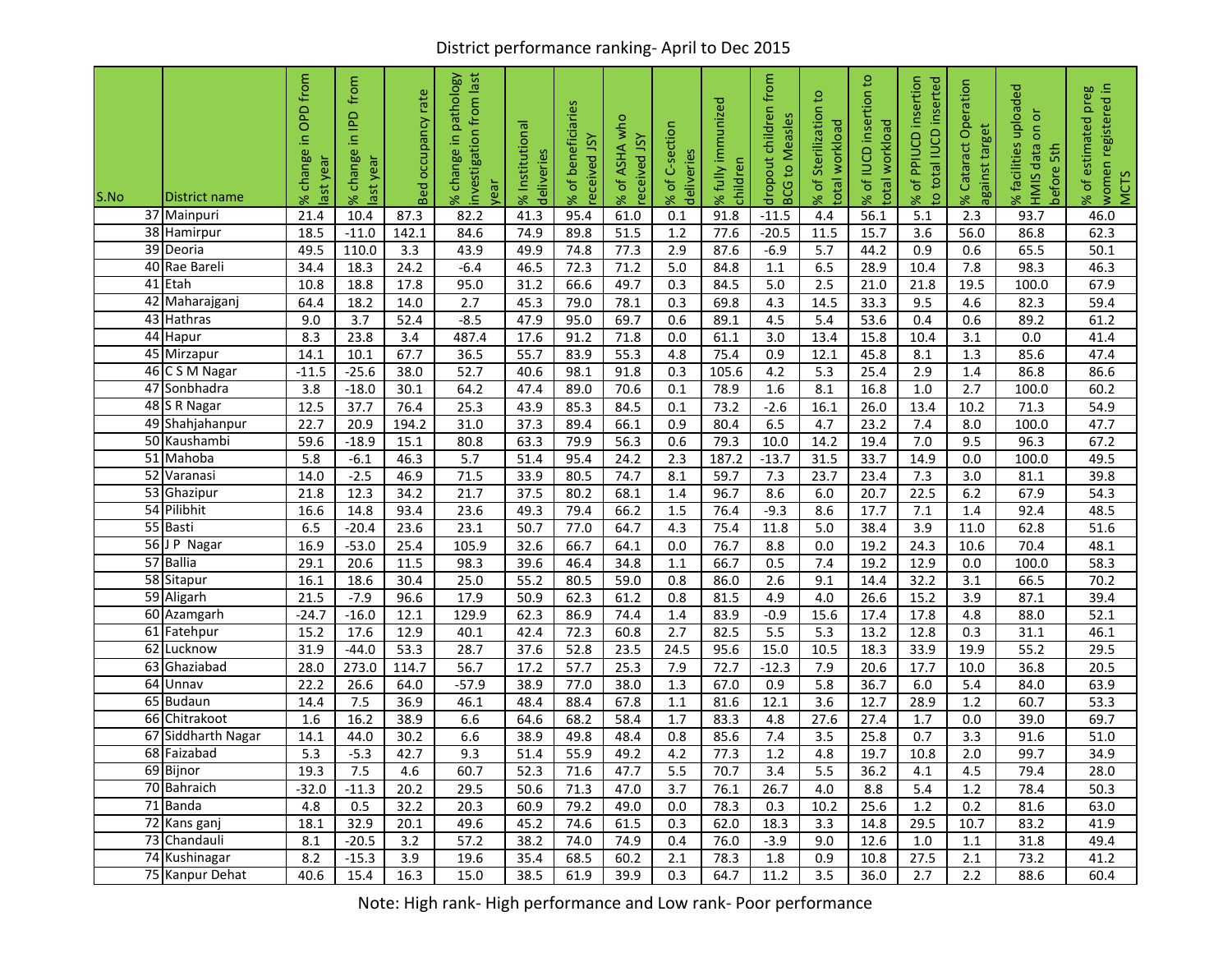District performance ranking- April to Dec 2015

| S.No | District name | % change in OPD from last year | % change in IPD from last year | Bed occupancy rate | % change in pathology investigation from last year | % Institutional deliveries | % of beneficiaries received JSY | % of ASHA who received JSY | % of C-section deliveries | % fully immunized children | dropout children from BCG to Measles | % of Sterilization to total workload | % of IUCD insertion to total workload | % of PPIUCD insertion to total IUCD inserted | % Cataract Operation against target | % facilities uploaded HMIS data on or before 5th | % of estimated preg women registered in MCTS |
|---|---|---|---|---|---|---|---|---|---|---|---|---|---|---|---|---|---|
| 37 | Mainpuri | 21.4 | 10.4 | 87.3 | 82.2 | 41.3 | 95.4 | 61.0 | 0.1 | 91.8 | -11.5 | 4.4 | 56.1 | 5.1 | 2.3 | 93.7 | 46.0 |
| 38 | Hamirpur | 18.5 | -11.0 | 142.1 | 84.6 | 74.9 | 89.8 | 51.5 | 1.2 | 77.6 | -20.5 | 11.5 | 15.7 | 3.6 | 56.0 | 86.8 | 62.3 |
| 39 | Deoria | 49.5 | 110.0 | 3.3 | 43.9 | 49.9 | 74.8 | 77.3 | 2.9 | 87.6 | -6.9 | 5.7 | 44.2 | 0.9 | 0.6 | 65.5 | 50.1 |
| 40 | Rae Bareli | 34.4 | 18.3 | 24.2 | -6.4 | 46.5 | 72.3 | 71.2 | 5.0 | 84.8 | 1.1 | 6.5 | 28.9 | 10.4 | 7.8 | 98.3 | 46.3 |
| 41 | Etah | 10.8 | 18.8 | 17.8 | 95.0 | 31.2 | 66.6 | 49.7 | 0.3 | 84.5 | 5.0 | 2.5 | 21.0 | 21.8 | 19.5 | 100.0 | 67.9 |
| 42 | Maharajganj | 64.4 | 18.2 | 14.0 | 2.7 | 45.3 | 79.0 | 78.1 | 0.3 | 69.8 | 4.3 | 14.5 | 33.3 | 9.5 | 4.6 | 82.3 | 59.4 |
| 43 | Hathras | 9.0 | 3.7 | 52.4 | -8.5 | 47.9 | 95.0 | 69.7 | 0.6 | 89.1 | 4.5 | 5.4 | 53.6 | 0.4 | 0.6 | 89.2 | 61.2 |
| 44 | Hapur | 8.3 | 23.8 | 3.4 | 487.4 | 17.6 | 91.2 | 71.8 | 0.0 | 61.1 | 3.0 | 13.4 | 15.8 | 10.4 | 3.1 | 0.0 | 41.4 |
| 45 | Mirzapur | 14.1 | 10.1 | 67.7 | 36.5 | 55.7 | 83.9 | 55.3 | 4.8 | 75.4 | 0.9 | 12.1 | 45.8 | 8.1 | 1.3 | 85.6 | 47.4 |
| 46 | C S M Nagar | -11.5 | -25.6 | 38.0 | 52.7 | 40.6 | 98.1 | 91.8 | 0.3 | 105.6 | 4.2 | 5.3 | 25.4 | 2.9 | 1.4 | 86.8 | 86.6 |
| 47 | Sonbhadra | 3.8 | -18.0 | 30.1 | 64.2 | 47.4 | 89.0 | 70.6 | 0.1 | 78.9 | 1.6 | 8.1 | 16.8 | 1.0 | 2.7 | 100.0 | 60.2 |
| 48 | S R Nagar | 12.5 | 37.7 | 76.4 | 25.3 | 43.9 | 85.3 | 84.5 | 0.1 | 73.2 | -2.6 | 16.1 | 26.0 | 13.4 | 10.2 | 71.3 | 54.9 |
| 49 | Shahjahanpur | 22.7 | 20.9 | 194.2 | 31.0 | 37.3 | 89.4 | 66.1 | 0.9 | 80.4 | 6.5 | 4.7 | 23.2 | 7.4 | 8.0 | 100.0 | 47.7 |
| 50 | Kaushambi | 59.6 | -18.9 | 15.1 | 80.8 | 63.3 | 79.9 | 56.3 | 0.6 | 79.3 | 10.0 | 14.2 | 19.4 | 7.0 | 9.5 | 96.3 | 67.2 |
| 51 | Mahoba | 5.8 | -6.1 | 46.3 | 5.7 | 51.4 | 95.4 | 24.2 | 2.3 | 187.2 | -13.7 | 31.5 | 33.7 | 14.9 | 0.0 | 100.0 | 49.5 |
| 52 | Varanasi | 14.0 | -2.5 | 46.9 | 71.5 | 33.9 | 80.5 | 74.7 | 8.1 | 59.7 | 7.3 | 23.7 | 23.4 | 7.3 | 3.0 | 81.1 | 39.8 |
| 53 | Ghazipur | 21.8 | 12.3 | 34.2 | 21.7 | 37.5 | 80.2 | 68.1 | 1.4 | 96.7 | 8.6 | 6.0 | 20.7 | 22.5 | 6.2 | 67.9 | 54.3 |
| 54 | Pilibhit | 16.6 | 14.8 | 93.4 | 23.6 | 49.3 | 79.4 | 66.2 | 1.5 | 76.4 | -9.3 | 8.6 | 17.7 | 7.1 | 1.4 | 92.4 | 48.5 |
| 55 | Basti | 6.5 | -20.4 | 23.6 | 23.1 | 50.7 | 77.0 | 64.7 | 4.3 | 75.4 | 11.8 | 5.0 | 38.4 | 3.9 | 11.0 | 62.8 | 51.6 |
| 56 | J P Nagar | 16.9 | -53.0 | 25.4 | 105.9 | 32.6 | 66.7 | 64.1 | 0.0 | 76.7 | 8.8 | 0.0 | 19.2 | 24.3 | 10.6 | 70.4 | 48.1 |
| 57 | Ballia | 29.1 | 20.6 | 11.5 | 98.3 | 39.6 | 46.4 | 34.8 | 1.1 | 66.7 | 0.5 | 7.4 | 19.2 | 12.9 | 0.0 | 100.0 | 58.3 |
| 58 | Sitapur | 16.1 | 18.6 | 30.4 | 25.0 | 55.2 | 80.5 | 59.0 | 0.8 | 86.0 | 2.6 | 9.1 | 14.4 | 32.2 | 3.1 | 66.5 | 70.2 |
| 59 | Aligarh | 21.5 | -7.9 | 96.6 | 17.9 | 50.9 | 62.3 | 61.2 | 0.8 | 81.5 | 4.9 | 4.0 | 26.6 | 15.2 | 3.9 | 87.1 | 39.4 |
| 60 | Azamgarh | -24.7 | -16.0 | 12.1 | 129.9 | 62.3 | 86.9 | 74.4 | 1.4 | 83.9 | -0.9 | 15.6 | 17.4 | 17.8 | 4.8 | 88.0 | 52.1 |
| 61 | Fatehpur | 15.2 | 17.6 | 12.9 | 40.1 | 42.4 | 72.3 | 60.8 | 2.7 | 82.5 | 5.5 | 5.3 | 13.2 | 12.8 | 0.3 | 31.1 | 46.1 |
| 62 | Lucknow | 31.9 | -44.0 | 53.3 | 28.7 | 37.6 | 52.8 | 23.5 | 24.5 | 95.6 | 15.0 | 10.5 | 18.3 | 33.9 | 19.9 | 55.2 | 29.5 |
| 63 | Ghaziabad | 28.0 | 273.0 | 114.7 | 56.7 | 17.2 | 57.7 | 25.3 | 7.9 | 72.7 | -12.3 | 7.9 | 20.6 | 17.7 | 10.0 | 36.8 | 20.5 |
| 64 | Unnav | 22.2 | 26.6 | 64.0 | -57.9 | 38.9 | 77.0 | 38.0 | 1.3 | 67.0 | 0.9 | 5.8 | 36.7 | 6.0 | 5.4 | 84.0 | 63.9 |
| 65 | Budaun | 14.4 | 7.5 | 36.9 | 46.1 | 48.4 | 88.4 | 67.8 | 1.1 | 81.6 | 12.1 | 3.6 | 12.7 | 28.9 | 1.2 | 60.7 | 53.3 |
| 66 | Chitrakoot | 1.6 | 16.2 | 38.9 | 6.6 | 64.6 | 68.2 | 58.4 | 1.7 | 83.3 | 4.8 | 27.6 | 27.4 | 1.7 | 0.0 | 39.0 | 69.7 |
| 67 | Siddharth Nagar | 14.1 | 44.0 | 30.2 | 6.6 | 38.9 | 49.8 | 48.4 | 0.8 | 85.6 | 7.4 | 3.5 | 25.8 | 0.7 | 3.3 | 91.6 | 51.0 |
| 68 | Faizabad | 5.3 | -5.3 | 42.7 | 9.3 | 51.4 | 55.9 | 49.2 | 4.2 | 77.3 | 1.2 | 4.8 | 19.7 | 10.8 | 2.0 | 99.7 | 34.9 |
| 69 | Bijnor | 19.3 | 7.5 | 4.6 | 60.7 | 52.3 | 71.6 | 47.7 | 5.5 | 70.7 | 3.4 | 5.5 | 36.2 | 4.1 | 4.5 | 79.4 | 28.0 |
| 70 | Bahraich | -32.0 | -11.3 | 20.2 | 29.5 | 50.6 | 71.3 | 47.0 | 3.7 | 76.1 | 26.7 | 4.0 | 8.8 | 5.4 | 1.2 | 78.4 | 50.3 |
| 71 | Banda | 4.8 | 0.5 | 32.2 | 20.3 | 60.9 | 79.2 | 49.0 | 0.0 | 78.3 | 0.3 | 10.2 | 25.6 | 1.2 | 0.2 | 81.6 | 63.0 |
| 72 | Kans ganj | 18.1 | 32.9 | 20.1 | 49.6 | 45.2 | 74.6 | 61.5 | 0.3 | 62.0 | 18.3 | 3.3 | 14.8 | 29.5 | 10.7 | 83.2 | 41.9 |
| 73 | Chandauli | 8.1 | -20.5 | 3.2 | 57.2 | 38.2 | 74.0 | 74.9 | 0.4 | 76.0 | -3.9 | 9.0 | 12.6 | 1.0 | 1.1 | 31.8 | 49.4 |
| 74 | Kushinagar | 8.2 | -15.3 | 3.9 | 19.6 | 35.4 | 68.5 | 60.2 | 2.1 | 78.3 | 1.8 | 0.9 | 10.8 | 27.5 | 2.1 | 73.2 | 41.2 |
| 75 | Kanpur Dehat | 40.6 | 15.4 | 16.3 | 15.0 | 38.5 | 61.9 | 39.9 | 0.3 | 64.7 | 11.2 | 3.5 | 36.0 | 2.7 | 2.2 | 88.6 | 60.4 |

Note: High rank- High performance and Low rank- Poor performance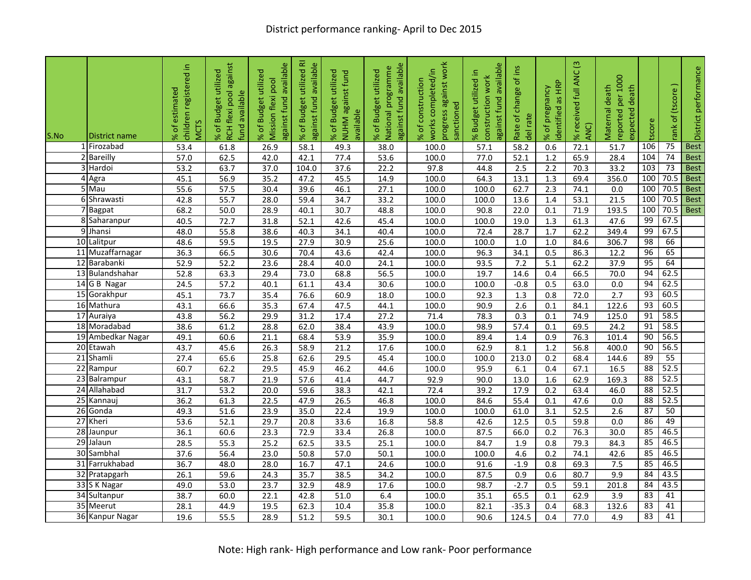# District performance ranking- April to Dec 2015

| S.No | District name | % of estimated children registered in MCTS | % of Budget utilized RCH flexi pool against fund available | % of Budget utilized Mission flexi pool against fund available | % of Budget utilized RI against fund available | % of Budget utilized NUHM against fund available | % of Budget utilized National programme against fund available | % of construction works completed/in progress against work sanctioned | % Budget utilized in construction work against fund available | Rate of change of ins del rate | % of pregnancy identified as HRP | % received full ANC (3 ANC) | Maternal death reported per 1000 expected death | tscore | rank of (tscore ) | District performance |
|---|---|---|---|---|---|---|---|---|---|---|---|---|---|---|---|---|
| 1 | Firozabad | 53.4 | 61.8 | 26.9 | 58.1 | 49.3 | 38.0 | 100.0 | 57.1 | 58.2 | 0.6 | 72.1 | 51.7 | 106 | 75 | Best |
| 2 | Bareilly | 57.0 | 62.5 | 42.0 | 42.1 | 77.4 | 53.6 | 100.0 | 77.0 | 52.1 | 1.2 | 65.9 | 28.4 | 104 | 74 | Best |
| 3 | Hardoi | 53.2 | 63.7 | 37.0 | 104.0 | 37.6 | 22.2 | 97.8 | 44.8 | 2.5 | 2.2 | 70.3 | 33.2 | 103 | 73 | Best |
| 4 | Agra | 45.1 | 56.9 | 35.2 | 47.2 | 45.5 | 14.9 | 100.0 | 64.3 | 13.1 | 1.3 | 69.4 | 356.0 | 100 | 70.5 | Best |
| 5 | Mau | 55.6 | 57.5 | 30.4 | 39.6 | 46.1 | 27.1 | 100.0 | 100.0 | 62.7 | 2.3 | 74.1 | 0.0 | 100 | 70.5 | Best |
| 6 | Shrawasti | 42.8 | 55.7 | 28.0 | 59.4 | 34.7 | 33.2 | 100.0 | 100.0 | 13.6 | 1.4 | 53.1 | 21.5 | 100 | 70.5 | Best |
| 7 | Bagpat | 68.2 | 50.0 | 28.9 | 40.1 | 30.7 | 48.8 | 100.0 | 90.8 | 22.0 | 0.1 | 71.9 | 193.5 | 100 | 70.5 | Best |
| 8 | Saharanpur | 40.5 | 72.7 | 31.8 | 52.1 | 42.6 | 45.4 | 100.0 | 100.0 | 19.0 | 1.3 | 61.3 | 47.6 | 99 | 67.5 | |
| 9 | Jhansi | 48.0 | 55.8 | 38.6 | 40.3 | 34.1 | 40.4 | 100.0 | 72.4 | 28.7 | 1.7 | 62.2 | 349.4 | 99 | 67.5 | |
| 10 | Lalitpur | 48.6 | 59.5 | 19.5 | 27.9 | 30.9 | 25.6 | 100.0 | 100.0 | 1.0 | 1.0 | 84.6 | 306.7 | 98 | 66 | |
| 11 | Muzaffarnagar | 36.3 | 66.5 | 30.6 | 70.4 | 43.6 | 42.4 | 100.0 | 96.3 | 34.1 | 0.5 | 86.3 | 12.2 | 96 | 65 | |
| 12 | Barabanki | 52.9 | 52.2 | 23.6 | 28.4 | 40.0 | 24.1 | 100.0 | 93.5 | 7.2 | 5.1 | 62.2 | 37.9 | 95 | 64 | |
| 13 | Bulandshahar | 52.8 | 63.3 | 29.4 | 73.0 | 68.8 | 56.5 | 100.0 | 19.7 | 14.6 | 0.4 | 66.5 | 70.0 | 94 | 62.5 | |
| 14 | G B Nagar | 24.5 | 57.2 | 40.1 | 61.1 | 43.4 | 30.6 | 100.0 | 100.0 | -0.8 | 0.5 | 63.0 | 0.0 | 94 | 62.5 | |
| 15 | Gorakhpur | 45.1 | 73.7 | 35.4 | 76.6 | 60.9 | 18.0 | 100.0 | 92.3 | 1.3 | 0.8 | 72.0 | 2.7 | 93 | 60.5 | |
| 16 | Mathura | 43.1 | 66.6 | 35.3 | 67.4 | 47.5 | 44.1 | 100.0 | 90.9 | 2.6 | 0.1 | 84.1 | 122.6 | 93 | 60.5 | |
| 17 | Auraiya | 43.8 | 56.2 | 29.9 | 31.2 | 17.4 | 27.2 | 71.4 | 78.3 | 0.3 | 0.1 | 74.9 | 125.0 | 91 | 58.5 | |
| 18 | Moradabad | 38.6 | 61.2 | 28.8 | 62.0 | 38.4 | 43.9 | 100.0 | 98.9 | 57.4 | 0.1 | 69.5 | 24.2 | 91 | 58.5 | |
| 19 | Ambedkar Nagar | 49.1 | 60.6 | 21.1 | 68.4 | 53.9 | 35.9 | 100.0 | 89.4 | 1.4 | 0.9 | 76.3 | 101.4 | 90 | 56.5 | |
| 20 | Etawah | 43.7 | 45.6 | 26.3 | 58.9 | 21.2 | 17.6 | 100.0 | 62.9 | 8.1 | 1.2 | 56.8 | 400.0 | 90 | 56.5 | |
| 21 | Shamli | 27.4 | 65.6 | 25.8 | 62.6 | 29.5 | 45.4 | 100.0 | 100.0 | 213.0 | 0.2 | 68.4 | 144.6 | 89 | 55 | |
| 22 | Rampur | 60.7 | 62.2 | 29.5 | 45.9 | 46.2 | 44.6 | 100.0 | 95.9 | 6.1 | 0.4 | 67.1 | 16.5 | 88 | 52.5 | |
| 23 | Balrampur | 43.1 | 58.7 | 21.9 | 57.6 | 41.4 | 44.7 | 92.9 | 90.0 | 13.0 | 1.6 | 62.9 | 169.3 | 88 | 52.5 | |
| 24 | Allahabad | 31.7 | 53.2 | 20.0 | 59.6 | 38.3 | 42.1 | 72.4 | 39.2 | 17.9 | 0.2 | 63.4 | 46.0 | 88 | 52.5 | |
| 25 | Kannauj | 36.2 | 61.3 | 22.5 | 47.9 | 26.5 | 46.8 | 100.0 | 84.6 | 55.4 | 0.1 | 47.6 | 0.0 | 88 | 52.5 | |
| 26 | Gonda | 49.3 | 51.6 | 23.9 | 35.0 | 22.4 | 19.9 | 100.0 | 100.0 | 61.0 | 3.1 | 52.5 | 2.6 | 87 | 50 | |
| 27 | Kheri | 53.6 | 52.1 | 29.7 | 20.8 | 33.6 | 16.8 | 58.8 | 42.6 | 12.5 | 0.5 | 59.8 | 0.0 | 86 | 49 | |
| 28 | Jaunpur | 36.1 | 60.6 | 23.3 | 72.9 | 33.4 | 26.8 | 100.0 | 87.5 | 66.0 | 0.2 | 76.3 | 30.0 | 85 | 46.5 | |
| 29 | Jalaun | 28.5 | 55.3 | 25.2 | 62.5 | 33.5 | 25.1 | 100.0 | 84.7 | 1.9 | 0.8 | 79.3 | 84.3 | 85 | 46.5 | |
| 30 | Sambhal | 37.6 | 56.4 | 23.0 | 50.8 | 57.0 | 50.1 | 100.0 | 100.0 | 4.6 | 0.2 | 74.1 | 42.6 | 85 | 46.5 | |
| 31 | Farrukhabad | 36.7 | 48.0 | 28.0 | 16.7 | 47.1 | 24.6 | 100.0 | 91.6 | -1.9 | 0.8 | 69.3 | 7.5 | 85 | 46.5 | |
| 32 | Pratapgarh | 26.1 | 59.6 | 24.3 | 35.7 | 38.5 | 34.2 | 100.0 | 87.5 | 0.9 | 0.6 | 80.7 | 9.9 | 84 | 43.5 | |
| 33 | S K Nagar | 49.0 | 53.0 | 23.7 | 32.9 | 48.9 | 17.6 | 100.0 | 98.7 | -2.7 | 0.5 | 59.1 | 201.8 | 84 | 43.5 | |
| 34 | Sultanpur | 38.7 | 60.0 | 22.1 | 42.8 | 51.0 | 6.4 | 100.0 | 35.1 | 65.5 | 0.1 | 62.9 | 3.9 | 83 | 41 | |
| 35 | Meerut | 28.1 | 44.9 | 19.5 | 62.3 | 10.4 | 35.8 | 100.0 | 82.1 | -35.3 | 0.4 | 68.3 | 132.6 | 83 | 41 | |
| 36 | Kanpur Nagar | 19.6 | 55.5 | 28.9 | 51.2 | 59.5 | 30.1 | 100.0 | 90.6 | 124.5 | 0.4 | 77.0 | 4.9 | 83 | 41 | |

Note: High rank- High performance and Low rank- Poor performance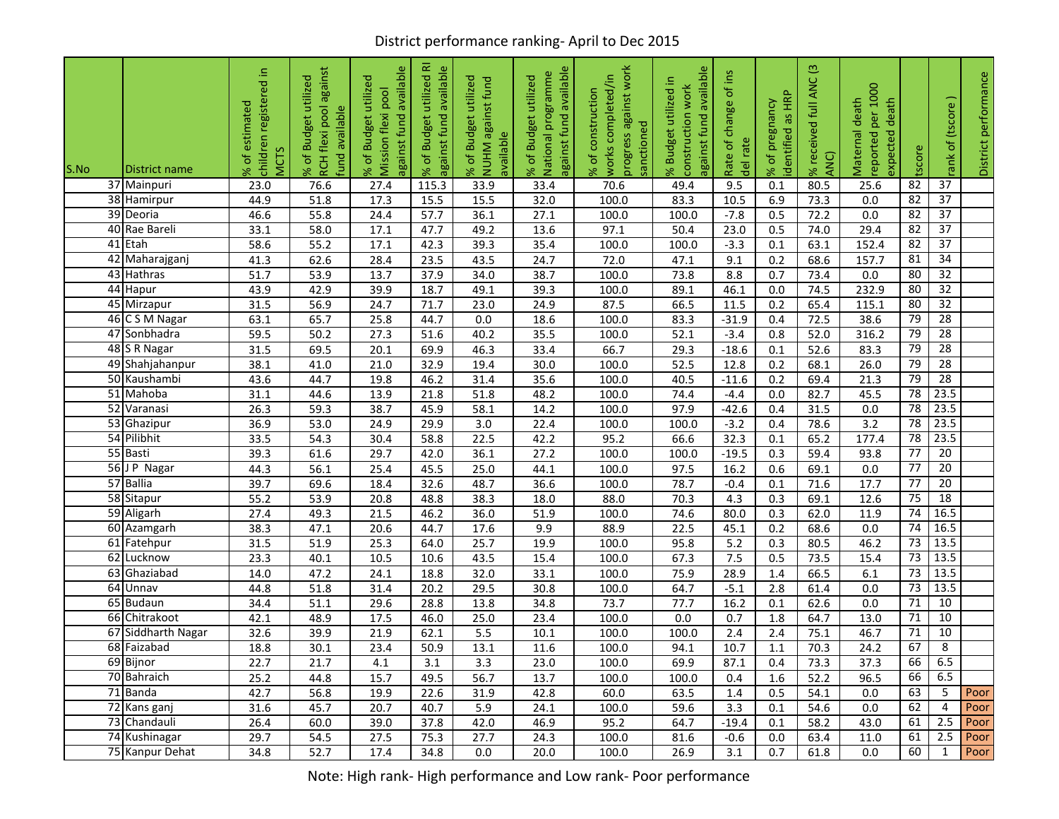District performance ranking- April to Dec 2015

| S.No | District name | % of estimated children registered in MCTS | % of Budget utilized RCH flexi pool against fund available | % of Budget utilized Mission flexi pool against fund available | % of Budget utilized RI against fund available | % of Budget utilized NUHM against fund available | % of Budget utilized National programme against fund available | % of construction works completed/in progress against work sanctioned | % Budget utilized in construction work against fund available | Rate of change of ins del rate | % of pregnancy identified as HRP | % received full ANC (3 ANC) | Maternal death reported per 1000 expected death | tscore | rank of (tscore ) | District performance |
|---|---|---|---|---|---|---|---|---|---|---|---|---|---|---|---|---|
| 37 | Mainpuri | 23.0 | 76.6 | 27.4 | 115.3 | 33.9 | 33.4 | 70.6 | 49.4 | 9.5 | 0.1 | 80.5 | 25.6 | 82 | 37 | |
| 38 | Hamirpur | 44.9 | 51.8 | 17.3 | 15.5 | 15.5 | 32.0 | 100.0 | 83.3 | 10.5 | 6.9 | 73.3 | 0.0 | 82 | 37 | |
| 39 | Deoria | 46.6 | 55.8 | 24.4 | 57.7 | 36.1 | 27.1 | 100.0 | 100.0 | -7.8 | 0.5 | 72.2 | 0.0 | 82 | 37 | |
| 40 | Rae Bareli | 33.1 | 58.0 | 17.1 | 47.7 | 49.2 | 13.6 | 97.1 | 50.4 | 23.0 | 0.5 | 74.0 | 29.4 | 82 | 37 | |
| 41 | Etah | 58.6 | 55.2 | 17.1 | 42.3 | 39.3 | 35.4 | 100.0 | 100.0 | -3.3 | 0.1 | 63.1 | 152.4 | 82 | 37 | |
| 42 | Maharajganj | 41.3 | 62.6 | 28.4 | 23.5 | 43.5 | 24.7 | 72.0 | 47.1 | 9.1 | 0.2 | 68.6 | 157.7 | 81 | 34 | |
| 43 | Hathras | 51.7 | 53.9 | 13.7 | 37.9 | 34.0 | 38.7 | 100.0 | 73.8 | 8.8 | 0.7 | 73.4 | 0.0 | 80 | 32 | |
| 44 | Hapur | 43.9 | 42.9 | 39.9 | 18.7 | 49.1 | 39.3 | 100.0 | 89.1 | 46.1 | 0.0 | 74.5 | 232.9 | 80 | 32 | |
| 45 | Mirzapur | 31.5 | 56.9 | 24.7 | 71.7 | 23.0 | 24.9 | 87.5 | 66.5 | 11.5 | 0.2 | 65.4 | 115.1 | 80 | 32 | |
| 46 | C S M Nagar | 63.1 | 65.7 | 25.8 | 44.7 | 0.0 | 18.6 | 100.0 | 83.3 | -31.9 | 0.4 | 72.5 | 38.6 | 79 | 28 | |
| 47 | Sonbhadra | 59.5 | 50.2 | 27.3 | 51.6 | 40.2 | 35.5 | 100.0 | 52.1 | -3.4 | 0.8 | 52.0 | 316.2 | 79 | 28 | |
| 48 | S R Nagar | 31.5 | 69.5 | 20.1 | 69.9 | 46.3 | 33.4 | 66.7 | 29.3 | -18.6 | 0.1 | 52.6 | 83.3 | 79 | 28 | |
| 49 | Shahjahanpur | 38.1 | 41.0 | 21.0 | 32.9 | 19.4 | 30.0 | 100.0 | 52.5 | 12.8 | 0.2 | 68.1 | 26.0 | 79 | 28 | |
| 50 | Kaushambi | 43.6 | 44.7 | 19.8 | 46.2 | 31.4 | 35.6 | 100.0 | 40.5 | -11.6 | 0.2 | 69.4 | 21.3 | 79 | 28 | |
| 51 | Mahoba | 31.1 | 44.6 | 13.9 | 21.8 | 51.8 | 48.2 | 100.0 | 74.4 | -4.4 | 0.0 | 82.7 | 45.5 | 78 | 23.5 | |
| 52 | Varanasi | 26.3 | 59.3 | 38.7 | 45.9 | 58.1 | 14.2 | 100.0 | 97.9 | -42.6 | 0.4 | 31.5 | 0.0 | 78 | 23.5 | |
| 53 | Ghazipur | 36.9 | 53.0 | 24.9 | 29.9 | 3.0 | 22.4 | 100.0 | 100.0 | -3.2 | 0.4 | 78.6 | 3.2 | 78 | 23.5 | |
| 54 | Pilibhit | 33.5 | 54.3 | 30.4 | 58.8 | 22.5 | 42.2 | 95.2 | 66.6 | 32.3 | 0.1 | 65.2 | 177.4 | 78 | 23.5 | |
| 55 | Basti | 39.3 | 61.6 | 29.7 | 42.0 | 36.1 | 27.2 | 100.0 | 100.0 | -19.5 | 0.3 | 59.4 | 93.8 | 77 | 20 | |
| 56 | J P Nagar | 44.3 | 56.1 | 25.4 | 45.5 | 25.0 | 44.1 | 100.0 | 97.5 | 16.2 | 0.6 | 69.1 | 0.0 | 77 | 20 | |
| 57 | Ballia | 39.7 | 69.6 | 18.4 | 32.6 | 48.7 | 36.6 | 100.0 | 78.7 | -0.4 | 0.1 | 71.6 | 17.7 | 77 | 20 | |
| 58 | Sitapur | 55.2 | 53.9 | 20.8 | 48.8 | 38.3 | 18.0 | 88.0 | 70.3 | 4.3 | 0.3 | 69.1 | 12.6 | 75 | 18 | |
| 59 | Aligarh | 27.4 | 49.3 | 21.5 | 46.2 | 36.0 | 51.9 | 100.0 | 74.6 | 80.0 | 0.3 | 62.0 | 11.9 | 74 | 16.5 | |
| 60 | Azamgarh | 38.3 | 47.1 | 20.6 | 44.7 | 17.6 | 9.9 | 88.9 | 22.5 | 45.1 | 0.2 | 68.6 | 0.0 | 74 | 16.5 | |
| 61 | Fatehpur | 31.5 | 51.9 | 25.3 | 64.0 | 25.7 | 19.9 | 100.0 | 95.8 | 5.2 | 0.3 | 80.5 | 46.2 | 73 | 13.5 | |
| 62 | Lucknow | 23.3 | 40.1 | 10.5 | 10.6 | 43.5 | 15.4 | 100.0 | 67.3 | 7.5 | 0.5 | 73.5 | 15.4 | 73 | 13.5 | |
| 63 | Ghaziabad | 14.0 | 47.2 | 24.1 | 18.8 | 32.0 | 33.1 | 100.0 | 75.9 | 28.9 | 1.4 | 66.5 | 6.1 | 73 | 13.5 | |
| 64 | Unnav | 44.8 | 51.8 | 31.4 | 20.2 | 29.5 | 30.8 | 100.0 | 64.7 | -5.1 | 2.8 | 61.4 | 0.0 | 73 | 13.5 | |
| 65 | Budaun | 34.4 | 51.1 | 29.6 | 28.8 | 13.8 | 34.8 | 73.7 | 77.7 | 16.2 | 0.1 | 62.6 | 0.0 | 71 | 10 | |
| 66 | Chitrakoot | 42.1 | 48.9 | 17.5 | 46.0 | 25.0 | 23.4 | 100.0 | 0.0 | 0.7 | 1.8 | 64.7 | 13.0 | 71 | 10 | |
| 67 | Siddharth Nagar | 32.6 | 39.9 | 21.9 | 62.1 | 5.5 | 10.1 | 100.0 | 100.0 | 2.4 | 2.4 | 75.1 | 46.7 | 71 | 10 | |
| 68 | Faizabad | 18.8 | 30.1 | 23.4 | 50.9 | 13.1 | 11.6 | 100.0 | 94.1 | 10.7 | 1.1 | 70.3 | 24.2 | 67 | 8 | |
| 69 | Bijnor | 22.7 | 21.7 | 4.1 | 3.1 | 3.3 | 23.0 | 100.0 | 69.9 | 87.1 | 0.4 | 73.3 | 37.3 | 66 | 6.5 | |
| 70 | Bahraich | 25.2 | 44.8 | 15.7 | 49.5 | 56.7 | 13.7 | 100.0 | 100.0 | 0.4 | 1.6 | 52.2 | 96.5 | 66 | 6.5 | |
| 71 | Banda | 42.7 | 56.8 | 19.9 | 22.6 | 31.9 | 42.8 | 60.0 | 63.5 | 1.4 | 0.5 | 54.1 | 0.0 | 63 | 5 | Poor |
| 72 | Kans ganj | 31.6 | 45.7 | 20.7 | 40.7 | 5.9 | 24.1 | 100.0 | 59.6 | 3.3 | 0.1 | 54.6 | 0.0 | 62 | 4 | Poor |
| 73 | Chandauli | 26.4 | 60.0 | 39.0 | 37.8 | 42.0 | 46.9 | 95.2 | 64.7 | -19.4 | 0.1 | 58.2 | 43.0 | 61 | 2.5 | Poor |
| 74 | Kushinagar | 29.7 | 54.5 | 27.5 | 75.3 | 27.7 | 24.3 | 100.0 | 81.6 | -0.6 | 0.0 | 63.4 | 11.0 | 61 | 2.5 | Poor |
| 75 | Kanpur Dehat | 34.8 | 52.7 | 17.4 | 34.8 | 0.0 | 20.0 | 100.0 | 26.9 | 3.1 | 0.7 | 61.8 | 0.0 | 60 | 1 | Poor |

Note: High rank- High performance and Low rank- Poor performance